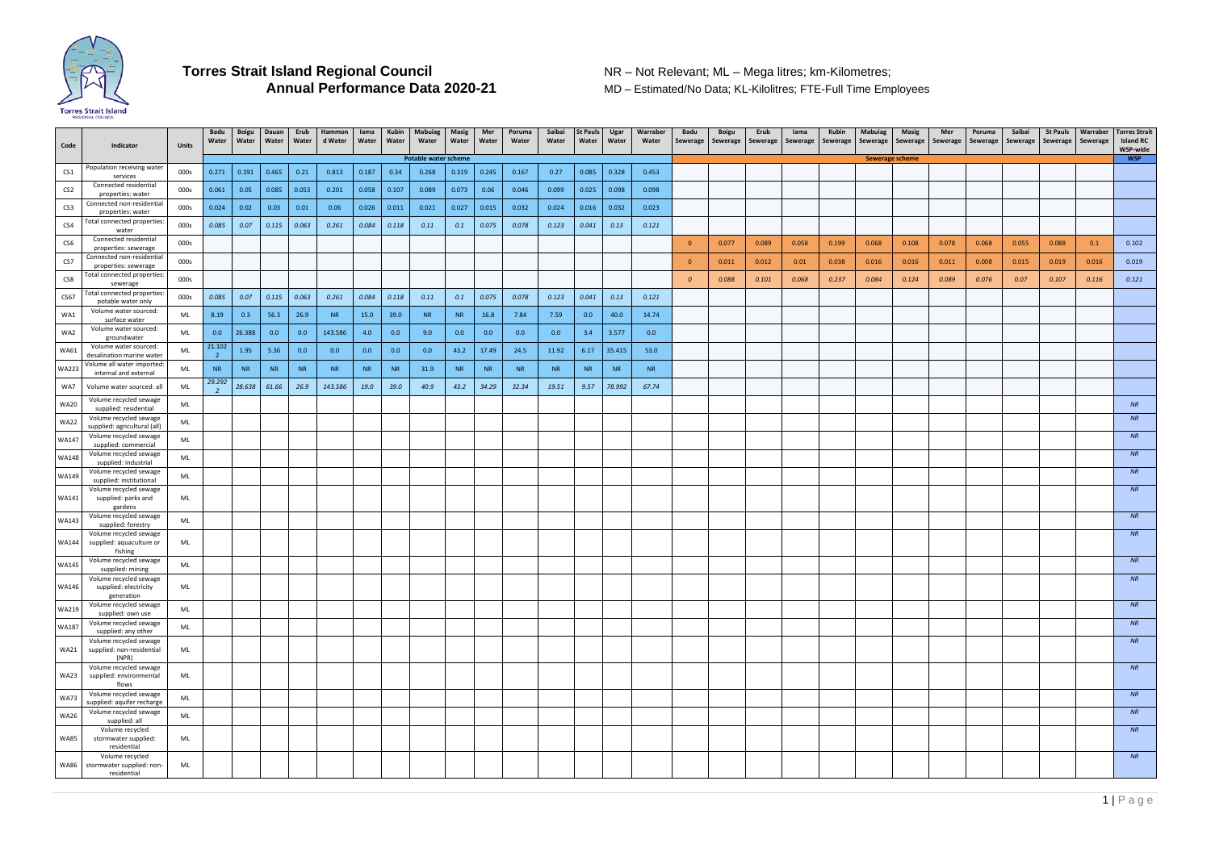# Torres Strait Island Regional Council
## Annual Performance Data 2020-21

NR – Not Relevant; ML – Mega litres; km-Kilometres;
MD – Estimated/No Data; KL-Kilolitres; FTE-Full Time Employees

| Code | Indicator | Units | Badu Water | Boigu Water | Dauan Water | Erub Water | Hammond Water | Iama Water | Kubin Water | Mabuiag Water | Masig Water | Mer Water | Poruma Water | Saibai Water | St Pauls Water | Ugar Water | Warraber Water | Badu Sewerage | Boigu Sewerage | Erub Sewerage | Iama Sewerage | Kubin Sewerage | Mabuiag Sewerage | Masig Sewerage | Mer Sewerage | Poruma Sewerage | Saibai Sewerage | St Pauls Sewerage | Warraber Sewerage | Torres Strait Island RC WSP-wide |
|---|---|---|---|---|---|---|---|---|---|---|---|---|---|---|---|---|---|---|---|---|---|---|---|---|---|---|---|---|---|---|
| | | | Potable water scheme | | | | | | | | | | | | | | | Sewerage scheme | | | | | | | | | | | | WSP |
| CS1 | Population receiving water services | 000s | 0.271 | 0.191 | 0.465 | 0.21 | 0.813 | 0.187 | 0.34 | 0.268 | 0.319 | 0.245 | 0.167 | 0.27 | 0.085 | 0.328 | 0.453 | | | | | | | | | | | | | |
| CS2 | Connected residential properties: water | 000s | 0.061 | 0.05 | 0.085 | 0.053 | 0.201 | 0.058 | 0.107 | 0.089 | 0.073 | 0.06 | 0.046 | 0.099 | 0.025 | 0.098 | 0.098 | | | | | | | | | | | | | |
| CS3 | Connected non-residential properties: water | 000s | 0.024 | 0.02 | 0.03 | 0.01 | 0.06 | 0.026 | 0.011 | 0.021 | 0.027 | 0.015 | 0.032 | 0.024 | 0.016 | 0.032 | 0.023 | | | | | | | | | | | | | |
| CS4 | Total connected properties: water | 000s | 0.085 | 0.07 | 0.115 | 0.063 | 0.261 | 0.084 | 0.118 | 0.11 | 0.1 | 0.075 | 0.078 | 0.123 | 0.041 | 0.13 | 0.121 | | | | | | | | | | | | | |
| CS6 | Connected residential properties: sewerage | 000s | | | | | | | | | | | | | | | | 0 | 0.077 | 0.089 | 0.058 | 0.199 | 0.068 | 0.108 | 0.078 | 0.068 | 0.055 | 0.088 | 0.1 | 0.102 |
| CS7 | Connected non-residential properties: sewerage | 000s | | | | | | | | | | | | | | | | 0 | 0.011 | 0.012 | 0.01 | 0.038 | 0.016 | 0.016 | 0.011 | 0.008 | 0.015 | 0.019 | 0.016 | 0.019 |
| CS8 | Total connected properties: sewerage | 000s | | | | | | | | | | | | | | | | 0 | 0.088 | 0.101 | 0.068 | 0.237 | 0.084 | 0.124 | 0.089 | 0.076 | 0.07 | 0.107 | 0.116 | 0.121 |
| CS67 | Total connected properties: potable water only | 000s | 0.085 | 0.07 | 0.115 | 0.063 | 0.261 | 0.084 | 0.118 | 0.11 | 0.1 | 0.075 | 0.078 | 0.123 | 0.041 | 0.13 | 0.121 | | | | | | | | | | | | | |
| WA1 | Volume water sourced: surface water | ML | 8.19 | 0.3 | 56.3 | 26.9 | NR | 15.0 | 39.0 | NR | NR | 16.8 | 7.84 | 7.59 | 0.0 | 40.0 | 14.74 | | | | | | | | | | | | | |
| WA2 | Volume water sourced: groundwater | ML | 0.0 | 26.388 | 0.0 | 0.0 | 143.586 | 4.0 | 0.0 | 9.0 | 0.0 | 0.0 | 0.0 | 0.0 | 3.4 | 3.577 | 0.0 | | | | | | | | | | | | | |
| WA61 | Volume water sourced: desalination marine water | ML | 21.1022 | 1.95 | 5.36 | 0.0 | 0.0 | 0.0 | 0.0 | 0.0 | 43.2 | 17.49 | 24.5 | 11.92 | 6.17 | 35.415 | 53.0 | | | | | | | | | | | | | |
| WA223 | Volume all water imported: internal and external | ML | NR | NR | NR | NR | NR | NR | NR | 31.9 | NR | NR | NR | NR | NR | NR | NR | | | | | | | | | | | | | |
| WA7 | Volume water sourced: all | ML | 29.2922 | 28.638 | 61.66 | 26.9 | 143.586 | 19.0 | 39.0 | 40.9 | 43.2 | 34.29 | 32.34 | 19.51 | 9.57 | 78.992 | 67.74 | | | | | | | | | | | | | |
| WA20 | Volume recycled sewage supplied: residential | ML | | | | | | | | | | | | | | | | | | | | | | | | | | | | NR |
| WA22 | Volume recycled sewage supplied: agricultural (all) | ML | | | | | | | | | | | | | | | | | | | | | | | | | | | | NR |
| WA147 | Volume recycled sewage supplied: commercial | ML | | | | | | | | | | | | | | | | | | | | | | | | | | | | NR |
| WA148 | Volume recycled sewage supplied: industrial | ML | | | | | | | | | | | | | | | | | | | | | | | | | | | | NR |
| WA149 | Volume recycled sewage supplied: institutional | ML | | | | | | | | | | | | | | | | | | | | | | | | | | | | NR |
| WA141 | Volume recycled sewage supplied: parks and gardens | ML | | | | | | | | | | | | | | | | | | | | | | | | | | | | NR |
| WA143 | Volume recycled sewage supplied: forestry | ML | | | | | | | | | | | | | | | | | | | | | | | | | | | | NR |
| WA144 | Volume recycled sewage supplied: aquaculture or fishing | ML | | | | | | | | | | | | | | | | | | | | | | | | | | | | NR |
| WA145 | Volume recycled sewage supplied: mining | ML | | | | | | | | | | | | | | | | | | | | | | | | | | | | NR |
| WA146 | Volume recycled sewage supplied: electricity generation | ML | | | | | | | | | | | | | | | | | | | | | | | | | | | | NR |
| WA219 | Volume recycled sewage supplied: own use | ML | | | | | | | | | | | | | | | | | | | | | | | | | | | | NR |
| WA187 | Volume recycled sewage supplied: any other | ML | | | | | | | | | | | | | | | | | | | | | | | | | | | | NR |
| WA21 | Volume recycled sewage supplied: non-residential (NPR) | ML | | | | | | | | | | | | | | | | | | | | | | | | | | | | NR |
| WA23 | Volume recycled sewage supplied: environmental flows | ML | | | | | | | | | | | | | | | | | | | | | | | | | | | | NR |
| WA73 | Volume recycled sewage supplied: aquifer recharge | ML | | | | | | | | | | | | | | | | | | | | | | | | | | | | NR |
| WA26 | Volume recycled sewage supplied: all | ML | | | | | | | | | | | | | | | | | | | | | | | | | | | | NR |
| WA85 | Volume recycled stormwater supplied: residential | ML | | | | | | | | | | | | | | | | | | | | | | | | | | | | NR |
| WA86 | Volume recycled stormwater supplied: non-residential | ML | | | | | | | | | | | | | | | | | | | | | | | | | | | | NR |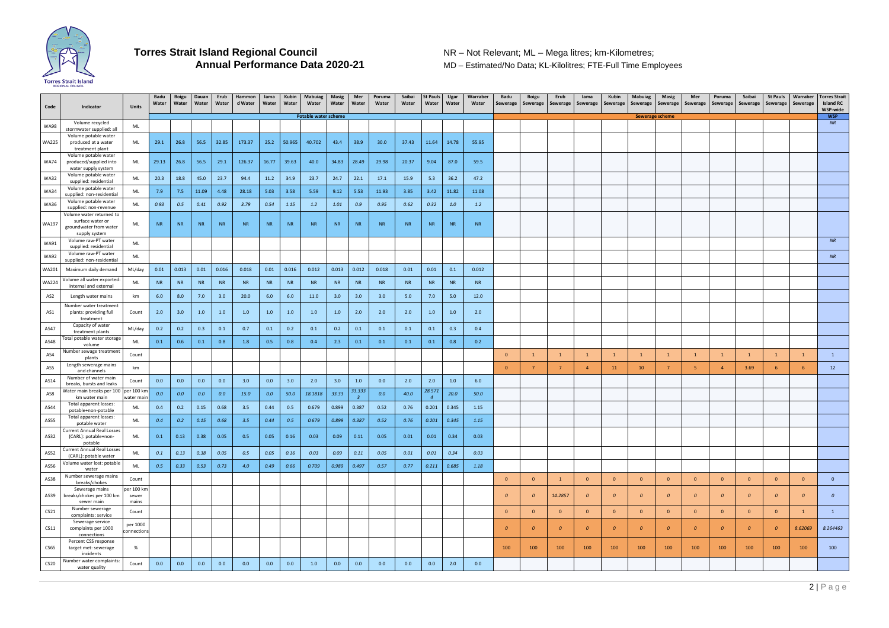# Torres Strait Island Regional Council
## Annual Performance Data 2020-21

NR – Not Relevant; ML – Mega litres; km-Kilometres;
MD – Estimated/No Data; KL-Kilolitres; FTE-Full Time Employees

| Code | Indicator | Units | Badu Water | Boigu Water | Dauan Water | Erub Water | Hammond Water | Iama Water | Kubin Water | Mabuiag Water | Masig Water | Mer Water | Poruma Water | Saibai Water | St Pauls Water | Ugar Water | Warraber Water | Badu Sewerage | Boigu Sewerage | Erub Sewerage | Iama Sewerage | Kubin Sewerage | Mabuiag Sewerage | Masig Sewerage | Mer Sewerage | Poruma Sewerage | Saibai Sewerage | St Pauls Sewerage | Warraber Sewerage | Torres Strait Island RC WSP-wide |
|---|---|---|---|---|---|---|---|---|---|---|---|---|---|---|---|---|---|---|---|---|---|---|---|---|---|---|---|---|---|---|
| | | | Potable water scheme | | | | | | | | | | | | | | | Sewerage scheme | | | | | | | | | | | | WSP |
| WA98 | Volume recycled stormwater supplied: all | ML | | | | | | | | | | | | | | | | | | | | | | | | | | | | NR |
| WA225 | Volume potable water produced at a water treatment plant | ML | 29.1 | 26.8 | 56.5 | 32.85 | 173.37 | 25.2 | 50.965 | 40.702 | 43.4 | 38.9 | 30.0 | 37.43 | 11.64 | 14.78 | 55.95 | | | | | | | | | | | | | |
| WA74 | Volume potable water produced/supplied into water supply system | ML | 29.13 | 26.8 | 56.5 | 29.1 | 126.37 | 16.77 | 39.63 | 40.0 | 34.83 | 28.49 | 29.98 | 20.37 | 9.04 | 87.0 | 59.5 | | | | | | | | | | | | | |
| WA32 | Volume potable water supplied: residential | ML | 20.3 | 18.8 | 45.0 | 23.7 | 94.4 | 11.2 | 34.9 | 23.7 | 24.7 | 22.1 | 17.1 | 15.9 | 5.3 | 36.2 | 47.2 | | | | | | | | | | | | | |
| WA34 | Volume potable water supplied: non-residential | ML | 7.9 | 7.5 | 11.09 | 4.48 | 28.18 | 5.03 | 3.58 | 5.59 | 9.12 | 5.53 | 11.93 | 3.85 | 3.42 | 11.82 | 11.08 | | | | | | | | | | | | | |
| WA36 | Volume potable water supplied: non-revenue | ML | 0.93 | 0.5 | 0.41 | 0.92 | 3.79 | 0.54 | 1.15 | 1.2 | 1.01 | 0.9 | 0.95 | 0.62 | 0.32 | 1.0 | 1.2 | | | | | | | | | | | | | |
| WA197 | Volume water returned to surface water or groundwater from water supply system | ML | NR | NR | NR | NR | NR | NR | NR | NR | NR | NR | NR | NR | NR | NR | NR | | | | | | | | | | | | | |
| WA91 | Volume raw-PT water supplied: residential | ML | | | | | | | | | | | | | | | | | | | | | | | | | | | | NR |
| WA92 | Volume raw-PT water supplied: non-residential | ML | | | | | | | | | | | | | | | | | | | | | | | | | | | | NR |
| WA201 | Maximum daily demand | ML/day | 0.01 | 0.013 | 0.01 | 0.016 | 0.018 | 0.01 | 0.016 | 0.012 | 0.013 | 0.012 | 0.018 | 0.01 | 0.01 | 0.1 | 0.012 | | | | | | | | | | | | | |
| WA224 | Volume all water exported: internal and external | ML | NR | NR | NR | NR | NR | NR | NR | NR | NR | NR | NR | NR | NR | NR | NR | | | | | | | | | | | | | |
| AS2 | Length water mains | km | 6.0 | 8.0 | 7.0 | 3.0 | 20.0 | 6.0 | 6.0 | 11.0 | 3.0 | 3.0 | 3.0 | 5.0 | 7.0 | 5.0 | 12.0 | | | | | | | | | | | | | |
| AS1 | Number water treatment plants: providing full treatment | Count | 2.0 | 3.0 | 1.0 | 1.0 | 1.0 | 1.0 | 1.0 | 1.0 | 1.0 | 2.0 | 2.0 | 2.0 | 1.0 | 1.0 | 2.0 | | | | | | | | | | | | | |
| AS47 | Capacity of water treatment plants | ML/day | 0.2 | 0.2 | 0.3 | 0.1 | 0.7 | 0.1 | 0.2 | 0.1 | 0.2 | 0.1 | 0.1 | 0.1 | 0.1 | 0.3 | 0.4 | | | | | | | | | | | | | |
| AS48 | Total potable water storage volume | ML | 0.1 | 0.6 | 0.1 | 0.8 | 1.8 | 0.5 | 0.8 | 0.4 | 2.3 | 0.1 | 0.1 | 0.1 | 0.1 | 0.8 | 0.2 | | | | | | | | | | | | | |
| AS4 | Number sewage treatment plants | Count | | | | | | | | | | | | | | | | 0 | 1 | 1 | 1 | 1 | 1 | 1 | 1 | 1 | 1 | 1 | 1 | 1 |
| AS5 | Length sewerage mains and channels | km | | | | | | | | | | | | | | | | 0 | 7 | 7 | 4 | 11 | 10 | 7 | 5 | 4 | 3.69 | 6 | 6 | 12 |
| AS14 | Number of water main breaks, bursts and leaks | Count | 0.0 | 0.0 | 0.0 | 0.0 | 3.0 | 0.0 | 3.0 | 2.0 | 3.0 | 1.0 | 0.0 | 2.0 | 2.0 | 1.0 | 6.0 | | | | | | | | | | | | | |
| AS8 | Water main breaks per 100 km water main | per 100 km water main | 0.0 | 0.0 | 0.0 | 0.0 | 15.0 | 0.0 | 50.0 | 18.1818 | 33.33 | 33.3333 | 0.0 | 40.0 | 28.5714 | 20.0 | 50.0 | | | | | | | | | | | | | |
| AS44 | Total apparent losses: potable+non-potable | ML | 0.4 | 0.2 | 0.15 | 0.68 | 3.5 | 0.44 | 0.5 | 0.679 | 0.899 | 0.387 | 0.52 | 0.76 | 0.201 | 0.345 | 1.15 | | | | | | | | | | | | | |
| AS55 | Total apparent losses: potable water | ML | 0.4 | 0.2 | 0.15 | 0.68 | 3.5 | 0.44 | 0.5 | 0.679 | 0.899 | 0.387 | 0.52 | 0.76 | 0.201 | 0.345 | 1.15 | | | | | | | | | | | | | |
| AS32 | Current Annual Real Losses (CARL): potable+non-potable | ML | 0.1 | 0.13 | 0.38 | 0.05 | 0.5 | 0.05 | 0.16 | 0.03 | 0.09 | 0.11 | 0.05 | 0.01 | 0.01 | 0.34 | 0.03 | | | | | | | | | | | | | |
| AS52 | Current Annual Real Losses (CARL): potable water | ML | 0.1 | 0.13 | 0.38 | 0.05 | 0.5 | 0.05 | 0.16 | 0.03 | 0.09 | 0.11 | 0.05 | 0.01 | 0.01 | 0.34 | 0.03 | | | | | | | | | | | | | |
| AS56 | Volume water lost: potable water | ML | 0.5 | 0.33 | 0.53 | 0.73 | 4.0 | 0.49 | 0.66 | 0.709 | 0.989 | 0.497 | 0.57 | 0.77 | 0.211 | 0.685 | 1.18 | | | | | | | | | | | | | |
| AS38 | Number sewerage mains breaks/chokes | Count | | | | | | | | | | | | | | | | 0 | 0 | 1 | 0 | 0 | 0 | 0 | 0 | 0 | 0 | 0 | 0 | 0 |
| AS39 | Sewerage mains breaks/chokes per 100 km sewer main | per 100 km sewer mains | | | | | | | | | | | | | | | | 0 | 0 | 14.2857 | 0 | 0 | 0 | 0 | 0 | 0 | 0 | 0 | 0 | 0 |
| CS21 | Number sewerage complaints: service | Count | | | | | | | | | | | | | | | | 0 | 0 | 0 | 0 | 0 | 0 | 0 | 0 | 0 | 0 | 0 | 1 | 1 |
| CS11 | Sewerage service complaints per 1000 connections | per 1000 connections | | | | | | | | | | | | | | | | 0 | 0 | 0 | 0 | 0 | 0 | 0 | 0 | 0 | 0 | 0 | 8.62069 | 8.264463 |
| CS65 | Percent CSS response target met: sewerage incidents | % | | | | | | | | | | | | | | | | 100 | 100 | 100 | 100 | 100 | 100 | 100 | 100 | 100 | 100 | 100 | 100 | 100 |
| CS20 | Number water complaints: water quality | Count | 0.0 | 0.0 | 0.0 | 0.0 | 0.0 | 0.0 | 0.0 | 1.0 | 0.0 | 0.0 | 0.0 | 0.0 | 0.0 | 2.0 | 0.0 | | | | | | | | | | | | | |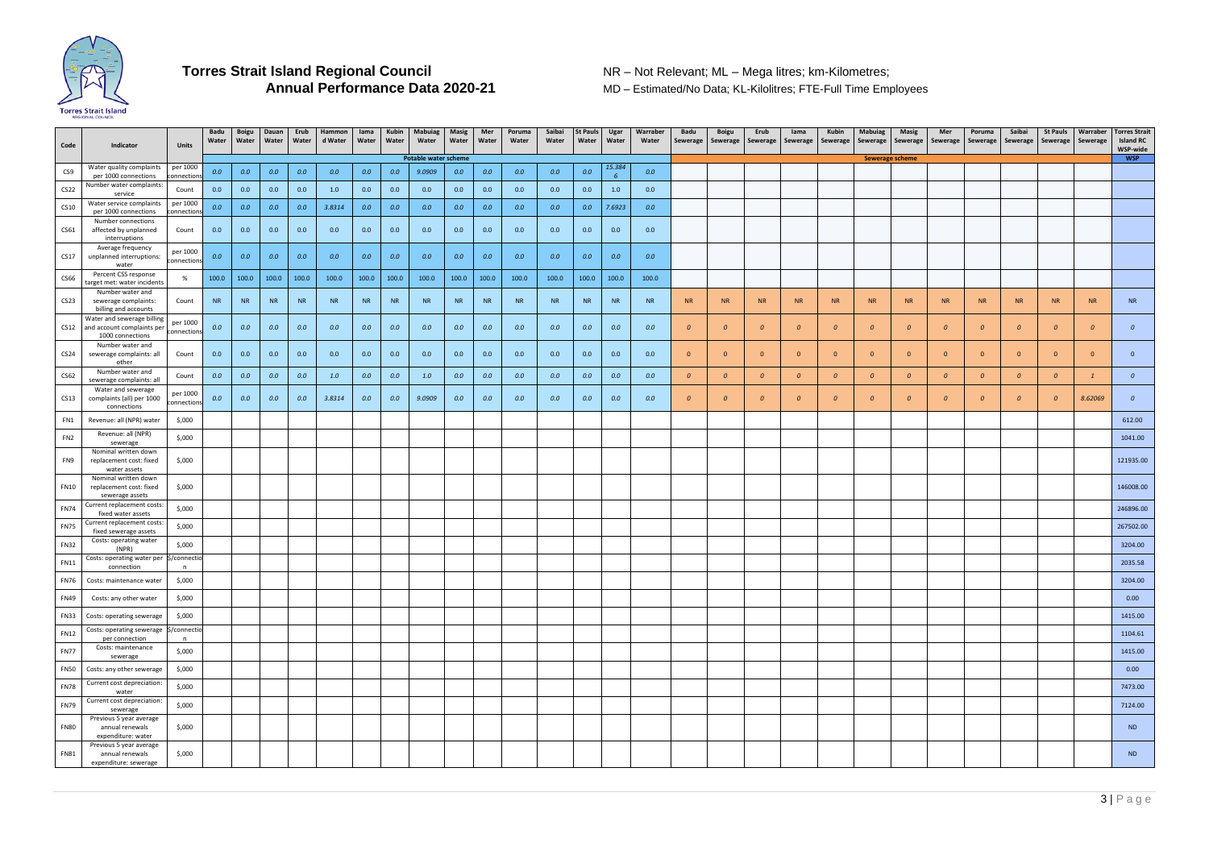# Torres Strait Island Regional Council
## Annual Performance Data 2020-21

NR – Not Relevant; ML – Mega litres; km-Kilometres;
MD – Estimated/No Data; KL-Kilolitres; FTE-Full Time Employees

| Code | Indicator | Units | Badu Water | Boigu Water | Dauan Water | Erub Water | Hammond Water | Iama Water | Kubin Water | Mabuiag Water | Masig Water | Mer Water | Poruma Water | Saibai Water | St Pauls Water | Ugar Water | Warraber Water | Badu Sewerage | Boigu Sewerage | Erub Sewerage | Iama Sewerage | Kubin Sewerage | Mabuiag Sewerage | Masig Sewerage | Mer Sewerage | Poruma Sewerage | Saibai Sewerage | St Pauls Sewerage | Warraber Sewerage | Torres Strait Island RC WSP-wide |
|---|---|---|---|---|---|---|---|---|---|---|---|---|---|---|---|---|---|---|---|---|---|---|---|---|---|---|---|---|---|---|
| | | | Potable water scheme | | | | | | | | | | | | | | | Sewerage scheme | | | | | | | | | | | | WSP |
| CS9 | Water quality complaints per 1000 connections | per 1000 connections | 0.0 | 0.0 | 0.0 | 0.0 | 0.0 | 0.0 | 0.0 | 9.0909 | 0.0 | 0.0 | 0.0 | 0.0 | 0.0 | 15.3846 | 0.0 | | | | | | | | | | | | | |
| CS22 | Number water complaints: service | Count | 0.0 | 0.0 | 0.0 | 0.0 | 1.0 | 0.0 | 0.0 | 0.0 | 0.0 | 0.0 | 0.0 | 0.0 | 0.0 | 1.0 | 0.0 | | | | | | | | | | | | | |
| CS10 | Water service complaints per 1000 connections | per 1000 connections | 0.0 | 0.0 | 0.0 | 0.0 | 3.8314 | 0.0 | 0.0 | 0.0 | 0.0 | 0.0 | 0.0 | 0.0 | 0.0 | 7.6923 | 0.0 | | | | | | | | | | | | | |
| CS61 | Number connections affected by unplanned interruptions | Count | 0.0 | 0.0 | 0.0 | 0.0 | 0.0 | 0.0 | 0.0 | 0.0 | 0.0 | 0.0 | 0.0 | 0.0 | 0.0 | 0.0 | 0.0 | | | | | | | | | | | | | |
| CS17 | Average frequency unplanned interruptions: water | per 1000 connections | 0.0 | 0.0 | 0.0 | 0.0 | 0.0 | 0.0 | 0.0 | 0.0 | 0.0 | 0.0 | 0.0 | 0.0 | 0.0 | 0.0 | 0.0 | | | | | | | | | | | | | |
| CS66 | Percent CSS response target met: water incidents | % | 100.0 | 100.0 | 100.0 | 100.0 | 100.0 | 100.0 | 100.0 | 100.0 | 100.0 | 100.0 | 100.0 | 100.0 | 100.0 | 100.0 | 100.0 | | | | | | | | | | | | | |
| CS23 | Number water and sewerage complaints: billing and accounts | Count | NR | NR | NR | NR | NR | NR | NR | NR | NR | NR | NR | NR | NR | NR | NR | NR | NR | NR | NR | NR | NR | NR | NR | NR | NR | NR | NR | NR |
| CS12 | Water and sewerage billing and account complaints per 1000 connections | per 1000 connections | 0.0 | 0.0 | 0.0 | 0.0 | 0.0 | 0.0 | 0.0 | 0.0 | 0.0 | 0.0 | 0.0 | 0.0 | 0.0 | 0.0 | 0.0 | 0 | 0 | 0 | 0 | 0 | 0 | 0 | 0 | 0 | 0 | 0 | 0 | 0 |
| CS24 | Number water and sewerage complaints: all other | Count | 0.0 | 0.0 | 0.0 | 0.0 | 0.0 | 0.0 | 0.0 | 0.0 | 0.0 | 0.0 | 0.0 | 0.0 | 0.0 | 0.0 | 0.0 | 0 | 0 | 0 | 0 | 0 | 0 | 0 | 0 | 0 | 0 | 0 | 0 | 0 |
| CS62 | Number water and sewerage complaints: all | Count | 0.0 | 0.0 | 0.0 | 0.0 | 1.0 | 0.0 | 0.0 | 1.0 | 0.0 | 0.0 | 0.0 | 0.0 | 0.0 | 0.0 | 0.0 | 0 | 0 | 0 | 0 | 0 | 0 | 0 | 0 | 0 | 0 | 0 | 1 | 0 |
| CS13 | Water and sewerage complaints (all) per 1000 connections | per 1000 connections | 0.0 | 0.0 | 0.0 | 0.0 | 3.8314 | 0.0 | 0.0 | 9.0909 | 0.0 | 0.0 | 0.0 | 0.0 | 0.0 | 0.0 | 0.0 | 0 | 0 | 0 | 0 | 0 | 0 | 0 | 0 | 0 | 0 | 0 | 8.62069 | 0 |
| FN1 | Revenue: all (NPR) water | $,000 | | | | | | | | | | | | | | | | | | | | | | | | | | | | 612.00 |
| FN2 | Revenue: all (NPR) sewerage | $,000 | | | | | | | | | | | | | | | | | | | | | | | | | | | | 1041.00 |
| FN9 | Nominal written down replacement cost: fixed water assets | $,000 | | | | | | | | | | | | | | | | | | | | | | | | | | | | 121935.00 |
| FN10 | Nominal written down replacement cost: fixed sewerage assets | $,000 | | | | | | | | | | | | | | | | | | | | | | | | | | | | 146008.00 |
| FN74 | Current replacement costs: fixed water assets | $,000 | | | | | | | | | | | | | | | | | | | | | | | | | | | | 246896.00 |
| FN75 | Current replacement costs: fixed sewerage assets | $,000 | | | | | | | | | | | | | | | | | | | | | | | | | | | | 267502.00 |
| FN32 | Costs: operating water (NPR) | $,000 | | | | | | | | | | | | | | | | | | | | | | | | | | | | 3204.00 |
| FN11 | Costs: operating water per connection | $/connection | | | | | | | | | | | | | | | | | | | | | | | | | | | | 2035.58 |
| FN76 | Costs: maintenance water | $,000 | | | | | | | | | | | | | | | | | | | | | | | | | | | | 3204.00 |
| FN49 | Costs: any other water | $,000 | | | | | | | | | | | | | | | | | | | | | | | | | | | | 0.00 |
| FN33 | Costs: operating sewerage | $,000 | | | | | | | | | | | | | | | | | | | | | | | | | | | | 1415.00 |
| FN12 | Costs: operating sewerage per connection | $/connection | | | | | | | | | | | | | | | | | | | | | | | | | | | | 1104.61 |
| FN77 | Costs: maintenance sewerage | $,000 | | | | | | | | | | | | | | | | | | | | | | | | | | | | 1415.00 |
| FN50 | Costs: any other sewerage | $,000 | | | | | | | | | | | | | | | | | | | | | | | | | | | | 0.00 |
| FN78 | Current cost depreciation: water | $,000 | | | | | | | | | | | | | | | | | | | | | | | | | | | | 7473.00 |
| FN79 | Current cost depreciation: sewerage | $,000 | | | | | | | | | | | | | | | | | | | | | | | | | | | | 7124.00 |
| FN80 | Previous 5 year average annual renewals expenditure: water | $,000 | | | | | | | | | | | | | | | | | | | | | | | | | | | | ND |
| FN81 | Previous 5 year average annual renewals expenditure: sewerage | $,000 | | | | | | | | | | | | | | | | | | | | | | | | | | | | ND |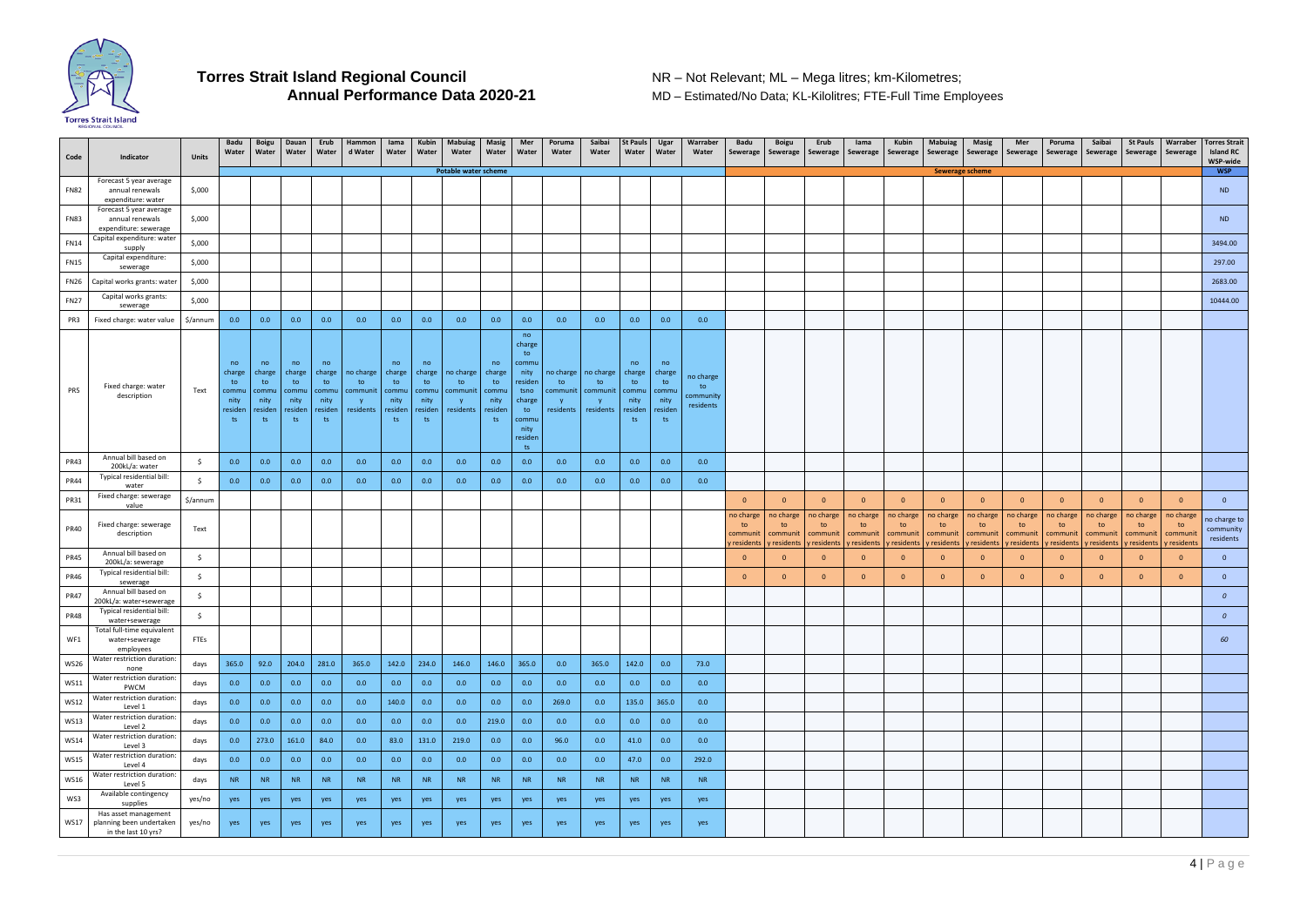# Torres Strait Island Regional Council
## Annual Performance Data 2020-21

NR – Not Relevant; ML – Mega litres; km-Kilometres;
MD – Estimated/No Data; KL-Kilolitres; FTE-Full Time Employees

| Code | Indicator | Units | Badu Water | Boigu Water | Dauan Water | Erub Water | Hammond Water | Iama Water | Kubin Water | Mabuiag Water | Masig Water | Mer Water | Poruma Water | Saibai Water | St Pauls Water | Ugar Water | Warraber Water | Badu Sewerage | Boigu Sewerage | Erub Sewerage | Iama Sewerage | Kubin Sewerage | Mabuiag Sewerage | Masig Sewerage | Mer Sewerage | Poruma Sewerage | Saibai Sewerage | St Pauls Sewerage | Warraber Sewerage | Torres Strait Island RC WSP-wide |
|---|---|---|---|---|---|---|---|---|---|---|---|---|---|---|---|---|---|---|---|---|---|---|---|---|---|---|---|---|---|---|
| | | | Potable water scheme | | | | | | | | | | | | | | | Sewerage scheme | | | | | | | | | | | | WSP |
| FN82 | Forecast 5 year average annual renewals expenditure: water | $,000 | | | | | | | | | | | | | | | | | | | | | | | | | | | | ND |
| FN83 | Forecast 5 year average annual renewals expenditure: sewerage | $,000 | | | | | | | | | | | | | | | | | | | | | | | | | | | | ND |
| FN14 | Capital expenditure: water supply | $,000 | | | | | | | | | | | | | | | | | | | | | | | | | | | | 3494.00 |
| FN15 | Capital expenditure: sewerage | $,000 | | | | | | | | | | | | | | | | | | | | | | | | | | | | 297.00 |
| FN26 | Capital works grants: water | $,000 | | | | | | | | | | | | | | | | | | | | | | | | | | | | 2683.00 |
| FN27 | Capital works grants: sewerage | $,000 | | | | | | | | | | | | | | | | | | | | | | | | | | | | 10444.00 |
| PR3 | Fixed charge: water value | $/annum | 0.0 | 0.0 | 0.0 | 0.0 | 0.0 | 0.0 | 0.0 | 0.0 | 0.0 | 0.0 | 0.0 | 0.0 | 0.0 | 0.0 | 0.0 | | | | | | | | | | | | | |
| PR5 | Fixed charge: water description | Text | no charge to community residents | no charge to community residents | no charge to community residents | no charge to community residents | no charge to community residents | no charge to community residents | no charge to community residents | no charge to community residents | no charge to community residents | no charge to community residentsno charge to community residents | no charge to community residents | no charge to community residents | no charge to community residents | no charge to community residents | no charge to community residents | | | | | | | | | | | | | |
| PR43 | Annual bill based on 200kL/a: water | $ | 0.0 | 0.0 | 0.0 | 0.0 | 0.0 | 0.0 | 0.0 | 0.0 | 0.0 | 0.0 | 0.0 | 0.0 | 0.0 | 0.0 | 0.0 | | | | | | | | | | | | | |
| PR44 | Typical residential bill: water | $ | 0.0 | 0.0 | 0.0 | 0.0 | 0.0 | 0.0 | 0.0 | 0.0 | 0.0 | 0.0 | 0.0 | 0.0 | 0.0 | 0.0 | 0.0 | | | | | | | | | | | | | |
| PR31 | Fixed charge: sewerage value | $/annum | | | | | | | | | | | | | | | | 0 | 0 | 0 | 0 | 0 | 0 | 0 | 0 | 0 | 0 | 0 | 0 | 0 |
| PR40 | Fixed charge: sewerage description | Text | | | | | | | | | | | | | | | | no charge to community residents | no charge to community residents | no charge to community residents | no charge to community residents | no charge to community residents | no charge to community residents | no charge to community residents | no charge to community residents | no charge to community residents | no charge to community residents | no charge to community residents | no charge to community residents | no charge to community residents |
| PR45 | Annual bill based on 200kL/a: sewerage | $ | | | | | | | | | | | | | | | | 0 | 0 | 0 | 0 | 0 | 0 | 0 | 0 | 0 | 0 | 0 | 0 | 0 |
| PR46 | Typical residential bill: sewerage | $ | | | | | | | | | | | | | | | | 0 | 0 | 0 | 0 | 0 | 0 | 0 | 0 | 0 | 0 | 0 | 0 | 0 |
| PR47 | Annual bill based on 200kL/a: water+sewerage | $ | | | | | | | | | | | | | | | | | | | | | | | | | | | | *0* |
| PR48 | Typical residential bill: water+sewerage | $ | | | | | | | | | | | | | | | | | | | | | | | | | | | | *0* |
| WF1 | Total full-time equivalent water+sewerage employees | FTEs | | | | | | | | | | | | | | | | | | | | | | | | | | | | *60* |
| WS26 | Water restriction duration: none | days | 365.0 | 92.0 | 204.0 | 281.0 | 365.0 | 142.0 | 234.0 | 146.0 | 146.0 | 365.0 | 0.0 | 365.0 | 142.0 | 0.0 | 73.0 | | | | | | | | | | | | | |
| WS11 | Water restriction duration: PWCM | days | 0.0 | 0.0 | 0.0 | 0.0 | 0.0 | 0.0 | 0.0 | 0.0 | 0.0 | 0.0 | 0.0 | 0.0 | 0.0 | 0.0 | 0.0 | | | | | | | | | | | | | |
| WS12 | Water restriction duration: Level 1 | days | 0.0 | 0.0 | 0.0 | 0.0 | 0.0 | 140.0 | 0.0 | 0.0 | 0.0 | 0.0 | 269.0 | 0.0 | 135.0 | 365.0 | 0.0 | | | | | | | | | | | | | |
| WS13 | Water restriction duration: Level 2 | days | 0.0 | 0.0 | 0.0 | 0.0 | 0.0 | 0.0 | 0.0 | 0.0 | 219.0 | 0.0 | 0.0 | 0.0 | 0.0 | 0.0 | 0.0 | | | | | | | | | | | | | |
| WS14 | Water restriction duration: Level 3 | days | 0.0 | 273.0 | 161.0 | 84.0 | 0.0 | 83.0 | 131.0 | 219.0 | 0.0 | 0.0 | 96.0 | 0.0 | 41.0 | 0.0 | 0.0 | | | | | | | | | | | | | |
| WS15 | Water restriction duration: Level 4 | days | 0.0 | 0.0 | 0.0 | 0.0 | 0.0 | 0.0 | 0.0 | 0.0 | 0.0 | 0.0 | 0.0 | 0.0 | 47.0 | 0.0 | 292.0 | | | | | | | | | | | | | |
| WS16 | Water restriction duration: Level 5 | days | NR | NR | NR | NR | NR | NR | NR | NR | NR | NR | NR | NR | NR | NR | NR | | | | | | | | | | | | | |
| WS3 | Available contingency supplies | yes/no | yes | yes | yes | yes | yes | yes | yes | yes | yes | yes | yes | yes | yes | yes | yes | | | | | | | | | | | | | |
| WS17 | Has asset management planning been undertaken in the last 10 yrs? | yes/no | yes | yes | yes | yes | yes | yes | yes | yes | yes | yes | yes | yes | yes | yes | yes | | | | | | | | | | | | | |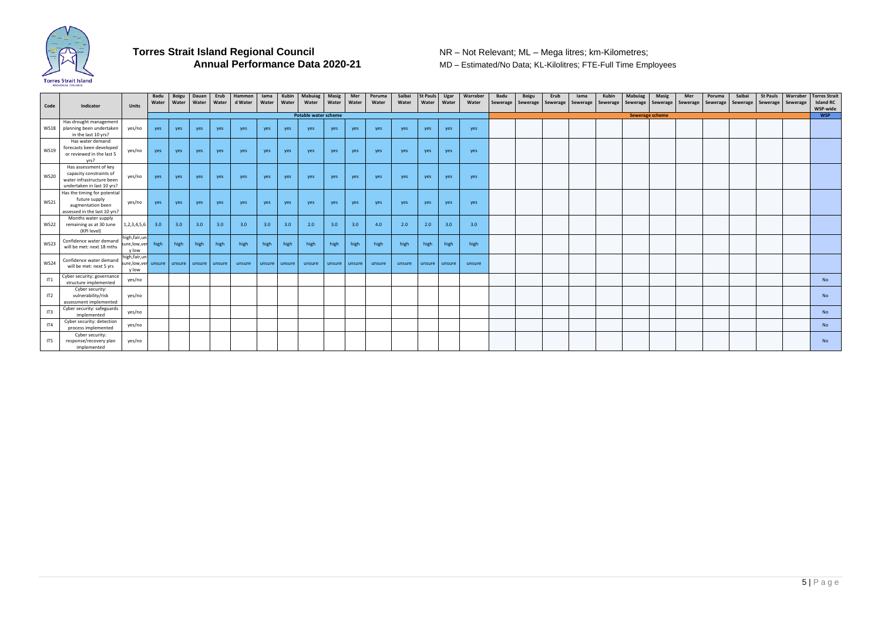# Torres Strait Island Regional Council
## Annual Performance Data 2020-21

NR – Not Relevant; ML – Mega litres; km-Kilometres;
MD – Estimated/No Data; KL-Kilolitres; FTE-Full Time Employees

| Code | Indicator | Units | Badu Water | Boigu Water | Dauan Water | Erub Water | Hammond Water | Iama Water | Kubin Water | Mabuiag Water | Masig Water | Mer Water | Poruma Water | Saibai Water | St Pauls Water | Ugar Water | Warraber Water | Badu Sewerage | Boigu Sewerage | Erub Sewerage | Iama Sewerage | Kubin Sewerage | Mabuiag Sewerage | Masig Sewerage | Mer Sewerage | Poruma Sewerage | Saibai Sewerage | St Pauls Sewerage | Warraber Sewerage | Torres Strait Island RC WSP-wide |
|---|---|---|---|---|---|---|---|---|---|---|---|---|---|---|---|---|---|---|---|---|---|---|---|---|---|---|---|---|
| | | | Potable water scheme | | | | | | | | | | | | | | | Sewerage scheme | | | | | | | | | | | | WSP |
| WS18 | Has drought management planning been undertaken in the last 10 yrs? | yes/no | yes | yes | yes | yes | yes | yes | yes | yes | yes | yes | yes | yes | yes | yes | yes | | | | | | | | | | | | | |
| WS19 | Has water demand forecasts been developed or reviewed in the last 5 yrs? | yes/no | yes | yes | yes | yes | yes | yes | yes | yes | yes | yes | yes | yes | yes | yes | yes | | | | | | | | | | | | | |
| WS20 | Has assessment of key capacity constraints of water infrastructure been undertaken in last 10 yrs? | yes/no | yes | yes | yes | yes | yes | yes | yes | yes | yes | yes | yes | yes | yes | yes | yes | | | | | | | | | | | | | |
| WS21 | Has the timing for potential future supply augmentation been assessed in the last 10 yrs? | yes/no | yes | yes | yes | yes | yes | yes | yes | yes | yes | yes | yes | yes | yes | yes | yes | | | | | | | | | | | | | |
| WS22 | Months water supply remaining as at 30 June (KPI level) | 1,2,3,4,5,6 | 3.0 | 3.0 | 3.0 | 3.0 | 3.0 | 3.0 | 3.0 | 2.0 | 3.0 | 3.0 | 4.0 | 2.0 | 2.0 | 3.0 | 3.0 | | | | | | | | | | | | | |
| WS23 | Confidence water demand will be met: next 18 mths | high,fair,unsure,low,very low | high | high | high | high | high | high | high | high | high | high | high | high | high | high | high | | | | | | | | | | | | | |
| WS24 | Confidence water demand will be met: next 5 yrs | high,fair,unsure,low,very low | unsure | unsure | unsure | unsure | unsure | unsure | unsure | unsure | unsure | unsure | unsure | unsure | unsure | unsure | unsure | | | | | | | | | | | | | |
| IT1 | Cyber security: governance structure implemented | yes/no | | | | | | | | | | | | | | | | | | | | | | | | | | | | No |
| IT2 | Cyber security: vulnerability/risk assessment implemented | yes/no | | | | | | | | | | | | | | | | | | | | | | | | | | | | No |
| IT3 | Cyber security: safeguards implemented | yes/no | | | | | | | | | | | | | | | | | | | | | | | | | | | | No |
| IT4 | Cyber security: detection process implemented | yes/no | | | | | | | | | | | | | | | | | | | | | | | | | | | | No |
| IT5 | Cyber security: response/recovery plan implemented | yes/no | | | | | | | | | | | | | | | | | | | | | | | | | | | | No |